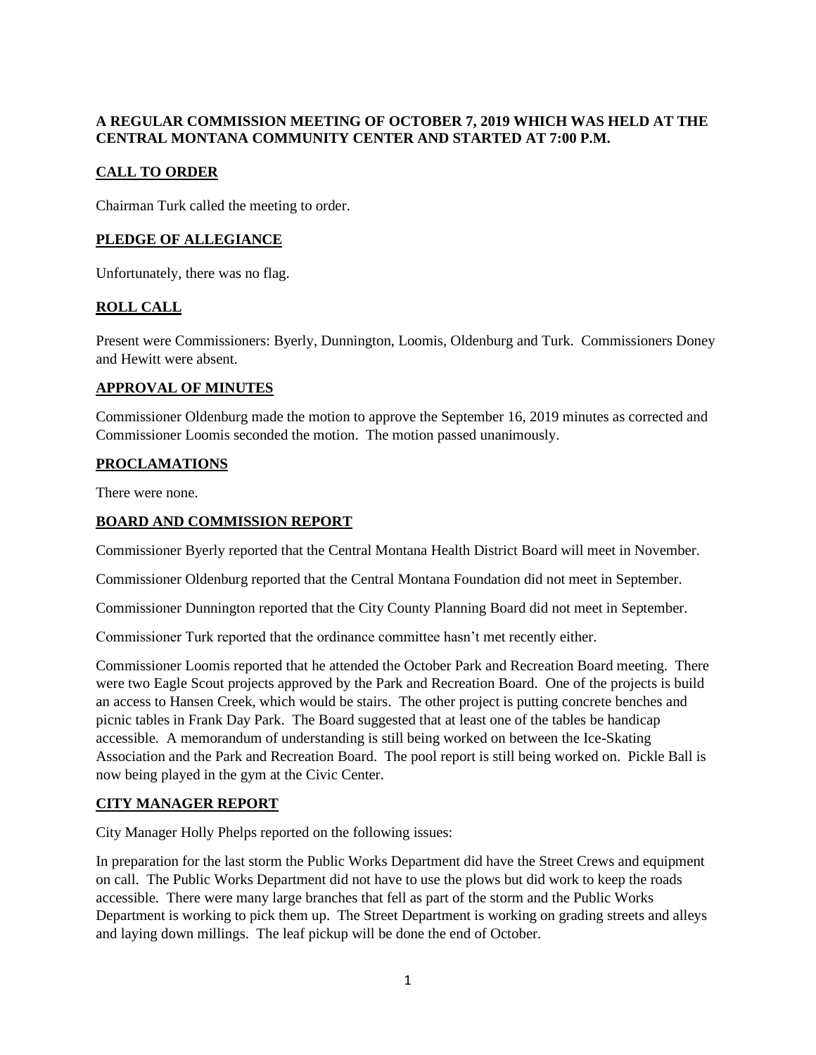**A REGULAR COMMISSION MEETING OF OCTOBER 7, 2019 WHICH WAS HELD AT THE CENTRAL MONTANA COMMUNITY CENTER AND STARTED AT 7:00 P.M.**

## CALL TO ORDER

Chairman Turk called the meeting to order.

## PLEDGE OF ALLEGIANCE

Unfortunately, there was no flag.

## ROLL CALL

Present were Commissioners: Byerly, Dunnington, Loomis, Oldenburg and Turk. Commissioners Doney and Hewitt were absent.

## APPROVAL OF MINUTES

Commissioner Oldenburg made the motion to approve the September 16, 2019 minutes as corrected and Commissioner Loomis seconded the motion. The motion passed unanimously.

## PROCLAMATIONS

There were none.

## BOARD AND COMMISSION REPORT

Commissioner Byerly reported that the Central Montana Health District Board will meet in November.

Commissioner Oldenburg reported that the Central Montana Foundation did not meet in September.

Commissioner Dunnington reported that the City County Planning Board did not meet in September.

Commissioner Turk reported that the ordinance committee hasn't met recently either.

Commissioner Loomis reported that he attended the October Park and Recreation Board meeting. There were two Eagle Scout projects approved by the Park and Recreation Board. One of the projects is build an access to Hansen Creek, which would be stairs. The other project is putting concrete benches and picnic tables in Frank Day Park. The Board suggested that at least one of the tables be handicap accessible. A memorandum of understanding is still being worked on between the Ice-Skating Association and the Park and Recreation Board. The pool report is still being worked on. Pickle Ball is now being played in the gym at the Civic Center.

## CITY MANAGER REPORT

City Manager Holly Phelps reported on the following issues:

In preparation for the last storm the Public Works Department did have the Street Crews and equipment on call. The Public Works Department did not have to use the plows but did work to keep the roads accessible. There were many large branches that fell as part of the storm and the Public Works Department is working to pick them up. The Street Department is working on grading streets and alleys and laying down millings. The leaf pickup will be done the end of October.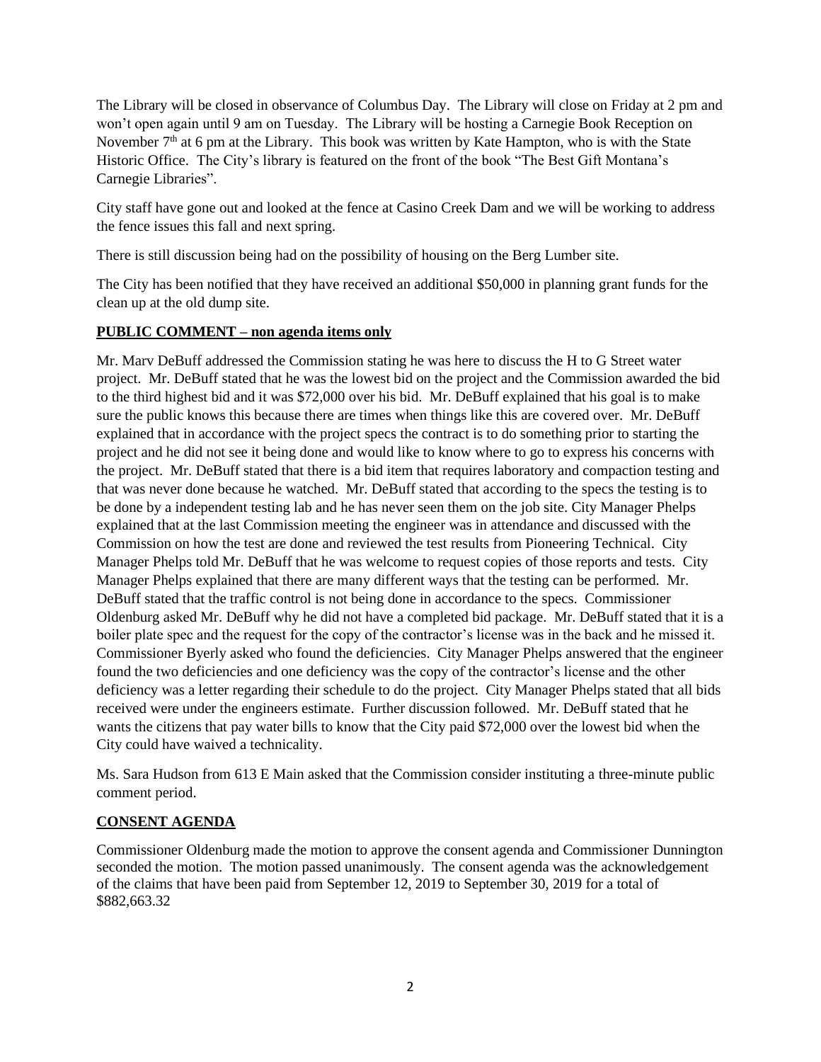The Library will be closed in observance of Columbus Day. The Library will close on Friday at 2 pm and won't open again until 9 am on Tuesday. The Library will be hosting a Carnegie Book Reception on November 7th at 6 pm at the Library. This book was written by Kate Hampton, who is with the State Historic Office. The City's library is featured on the front of the book "The Best Gift Montana's Carnegie Libraries".

City staff have gone out and looked at the fence at Casino Creek Dam and we will be working to address the fence issues this fall and next spring.

There is still discussion being had on the possibility of housing on the Berg Lumber site.

The City has been notified that they have received an additional $50,000 in planning grant funds for the clean up at the old dump site.

**PUBLIC COMMENT – non agenda items only**

Mr. Marv DeBuff addressed the Commission stating he was here to discuss the H to G Street water project. Mr. DeBuff stated that he was the lowest bid on the project and the Commission awarded the bid to the third highest bid and it was $72,000 over his bid. Mr. DeBuff explained that his goal is to make sure the public knows this because there are times when things like this are covered over. Mr. DeBuff explained that in accordance with the project specs the contract is to do something prior to starting the project and he did not see it being done and would like to know where to go to express his concerns with the project. Mr. DeBuff stated that there is a bid item that requires laboratory and compaction testing and that was never done because he watched. Mr. DeBuff stated that according to the specs the testing is to be done by a independent testing lab and he has never seen them on the job site. City Manager Phelps explained that at the last Commission meeting the engineer was in attendance and discussed with the Commission on how the test are done and reviewed the test results from Pioneering Technical. City Manager Phelps told Mr. DeBuff that he was welcome to request copies of those reports and tests. City Manager Phelps explained that there are many different ways that the testing can be performed. Mr. DeBuff stated that the traffic control is not being done in accordance to the specs. Commissioner Oldenburg asked Mr. DeBuff why he did not have a completed bid package. Mr. DeBuff stated that it is a boiler plate spec and the request for the copy of the contractor's license was in the back and he missed it. Commissioner Byerly asked who found the deficiencies. City Manager Phelps answered that the engineer found the two deficiencies and one deficiency was the copy of the contractor's license and the other deficiency was a letter regarding their schedule to do the project. City Manager Phelps stated that all bids received were under the engineers estimate. Further discussion followed. Mr. DeBuff stated that he wants the citizens that pay water bills to know that the City paid $72,000 over the lowest bid when the City could have waived a technicality.

Ms. Sara Hudson from 613 E Main asked that the Commission consider instituting a three-minute public comment period.

**CONSENT AGENDA**

Commissioner Oldenburg made the motion to approve the consent agenda and Commissioner Dunnington seconded the motion. The motion passed unanimously. The consent agenda was the acknowledgement of the claims that have been paid from September 12, 2019 to September 30, 2019 for a total of $882,663.32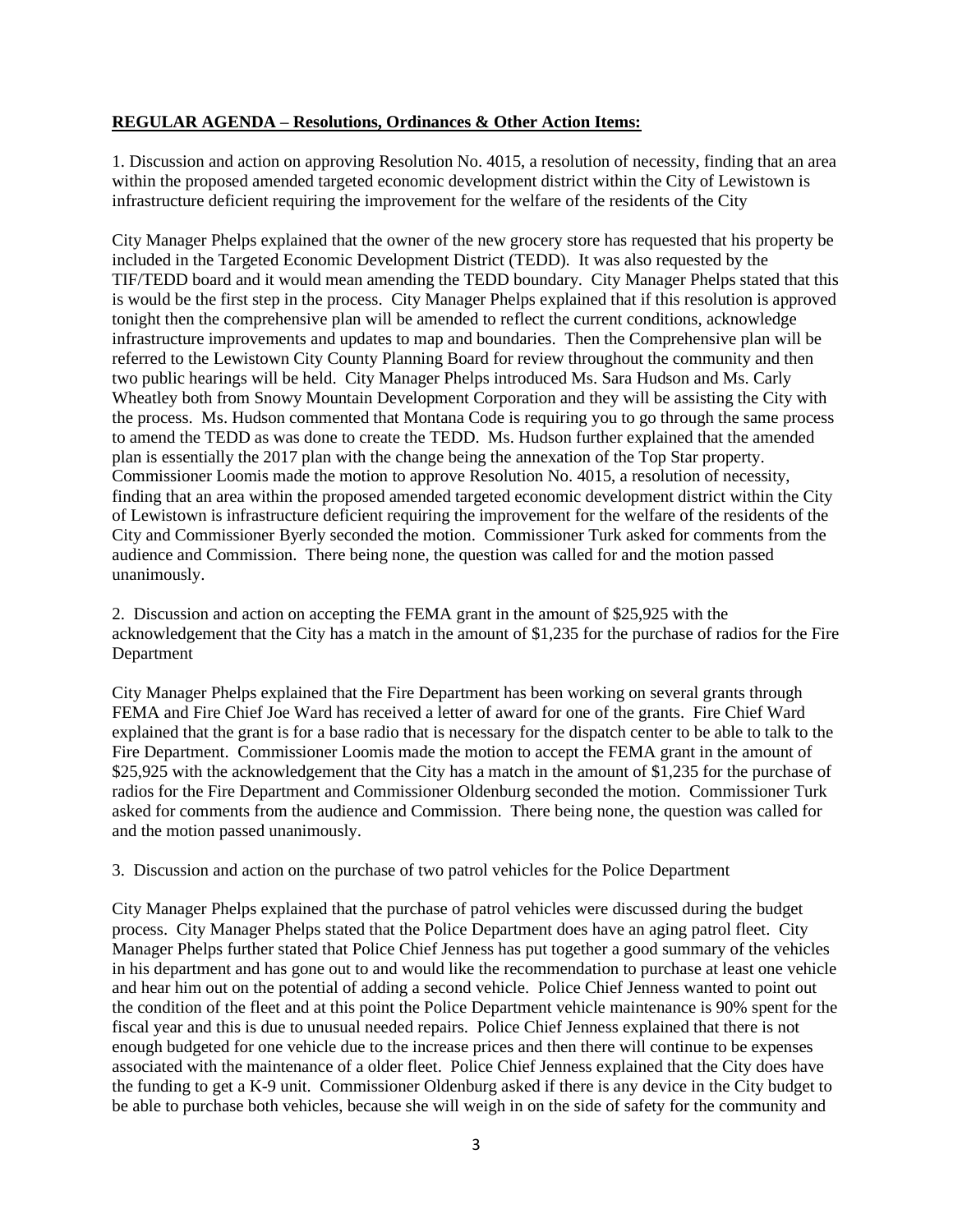**REGULAR AGENDA – Resolutions, Ordinances & Other Action Items:**

1. Discussion and action on approving Resolution No. 4015, a resolution of necessity, finding that an area within the proposed amended targeted economic development district within the City of Lewistown is infrastructure deficient requiring the improvement for the welfare of the residents of the City

City Manager Phelps explained that the owner of the new grocery store has requested that his property be included in the Targeted Economic Development District (TEDD). It was also requested by the TIF/TEDD board and it would mean amending the TEDD boundary. City Manager Phelps stated that this is would be the first step in the process. City Manager Phelps explained that if this resolution is approved tonight then the comprehensive plan will be amended to reflect the current conditions, acknowledge infrastructure improvements and updates to map and boundaries. Then the Comprehensive plan will be referred to the Lewistown City County Planning Board for review throughout the community and then two public hearings will be held. City Manager Phelps introduced Ms. Sara Hudson and Ms. Carly Wheatley both from Snowy Mountain Development Corporation and they will be assisting the City with the process. Ms. Hudson commented that Montana Code is requiring you to go through the same process to amend the TEDD as was done to create the TEDD. Ms. Hudson further explained that the amended plan is essentially the 2017 plan with the change being the annexation of the Top Star property. Commissioner Loomis made the motion to approve Resolution No. 4015, a resolution of necessity, finding that an area within the proposed amended targeted economic development district within the City of Lewistown is infrastructure deficient requiring the improvement for the welfare of the residents of the City and Commissioner Byerly seconded the motion. Commissioner Turk asked for comments from the audience and Commission. There being none, the question was called for and the motion passed unanimously.

2. Discussion and action on accepting the FEMA grant in the amount of $25,925 with the acknowledgement that the City has a match in the amount of $1,235 for the purchase of radios for the Fire Department

City Manager Phelps explained that the Fire Department has been working on several grants through FEMA and Fire Chief Joe Ward has received a letter of award for one of the grants. Fire Chief Ward explained that the grant is for a base radio that is necessary for the dispatch center to be able to talk to the Fire Department. Commissioner Loomis made the motion to accept the FEMA grant in the amount of $25,925 with the acknowledgement that the City has a match in the amount of $1,235 for the purchase of radios for the Fire Department and Commissioner Oldenburg seconded the motion. Commissioner Turk asked for comments from the audience and Commission. There being none, the question was called for and the motion passed unanimously.

3. Discussion and action on the purchase of two patrol vehicles for the Police Department

City Manager Phelps explained that the purchase of patrol vehicles were discussed during the budget process. City Manager Phelps stated that the Police Department does have an aging patrol fleet. City Manager Phelps further stated that Police Chief Jenness has put together a good summary of the vehicles in his department and has gone out to and would like the recommendation to purchase at least one vehicle and hear him out on the potential of adding a second vehicle. Police Chief Jenness wanted to point out the condition of the fleet and at this point the Police Department vehicle maintenance is 90% spent for the fiscal year and this is due to unusual needed repairs. Police Chief Jenness explained that there is not enough budgeted for one vehicle due to the increase prices and then there will continue to be expenses associated with the maintenance of a older fleet. Police Chief Jenness explained that the City does have the funding to get a K-9 unit. Commissioner Oldenburg asked if there is any device in the City budget to be able to purchase both vehicles, because she will weigh in on the side of safety for the community and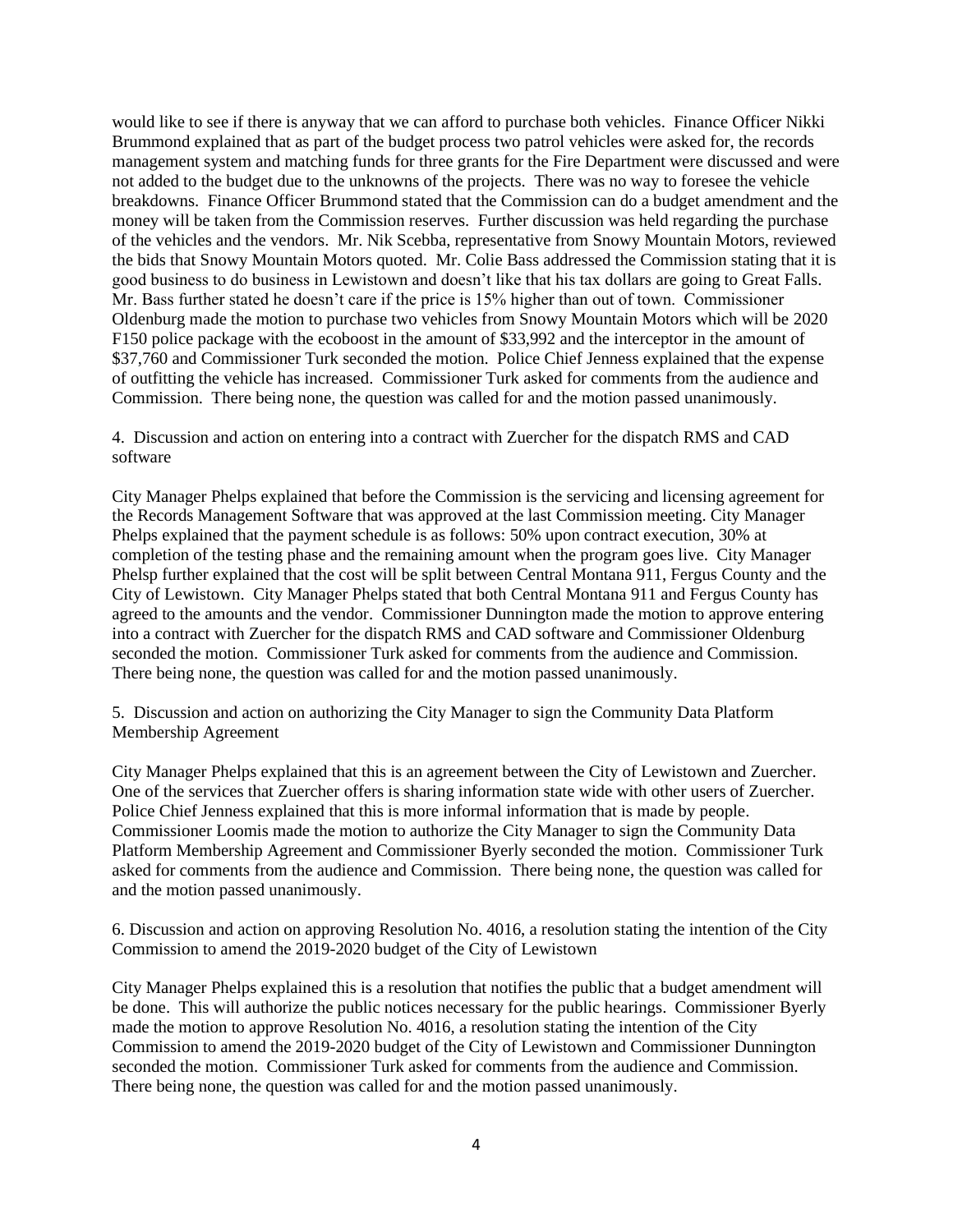would like to see if there is anyway that we can afford to purchase both vehicles. Finance Officer Nikki Brummond explained that as part of the budget process two patrol vehicles were asked for, the records management system and matching funds for three grants for the Fire Department were discussed and were not added to the budget due to the unknowns of the projects. There was no way to foresee the vehicle breakdowns. Finance Officer Brummond stated that the Commission can do a budget amendment and the money will be taken from the Commission reserves. Further discussion was held regarding the purchase of the vehicles and the vendors. Mr. Nik Scebba, representative from Snowy Mountain Motors, reviewed the bids that Snowy Mountain Motors quoted. Mr. Colie Bass addressed the Commission stating that it is good business to do business in Lewistown and doesn't like that his tax dollars are going to Great Falls. Mr. Bass further stated he doesn't care if the price is 15% higher than out of town. Commissioner Oldenburg made the motion to purchase two vehicles from Snowy Mountain Motors which will be 2020 F150 police package with the ecoboost in the amount of $33,992 and the interceptor in the amount of $37,760 and Commissioner Turk seconded the motion. Police Chief Jenness explained that the expense of outfitting the vehicle has increased. Commissioner Turk asked for comments from the audience and Commission. There being none, the question was called for and the motion passed unanimously.

4. Discussion and action on entering into a contract with Zuercher for the dispatch RMS and CAD software

City Manager Phelps explained that before the Commission is the servicing and licensing agreement for the Records Management Software that was approved at the last Commission meeting. City Manager Phelps explained that the payment schedule is as follows: 50% upon contract execution, 30% at completion of the testing phase and the remaining amount when the program goes live. City Manager Phelsp further explained that the cost will be split between Central Montana 911, Fergus County and the City of Lewistown. City Manager Phelps stated that both Central Montana 911 and Fergus County has agreed to the amounts and the vendor. Commissioner Dunnington made the motion to approve entering into a contract with Zuercher for the dispatch RMS and CAD software and Commissioner Oldenburg seconded the motion. Commissioner Turk asked for comments from the audience and Commission. There being none, the question was called for and the motion passed unanimously.

5. Discussion and action on authorizing the City Manager to sign the Community Data Platform Membership Agreement

City Manager Phelps explained that this is an agreement between the City of Lewistown and Zuercher. One of the services that Zuercher offers is sharing information state wide with other users of Zuercher. Police Chief Jenness explained that this is more informal information that is made by people. Commissioner Loomis made the motion to authorize the City Manager to sign the Community Data Platform Membership Agreement and Commissioner Byerly seconded the motion. Commissioner Turk asked for comments from the audience and Commission. There being none, the question was called for and the motion passed unanimously.

6. Discussion and action on approving Resolution No. 4016, a resolution stating the intention of the City Commission to amend the 2019-2020 budget of the City of Lewistown

City Manager Phelps explained this is a resolution that notifies the public that a budget amendment will be done. This will authorize the public notices necessary for the public hearings. Commissioner Byerly made the motion to approve Resolution No. 4016, a resolution stating the intention of the City Commission to amend the 2019-2020 budget of the City of Lewistown and Commissioner Dunnington seconded the motion. Commissioner Turk asked for comments from the audience and Commission. There being none, the question was called for and the motion passed unanimously.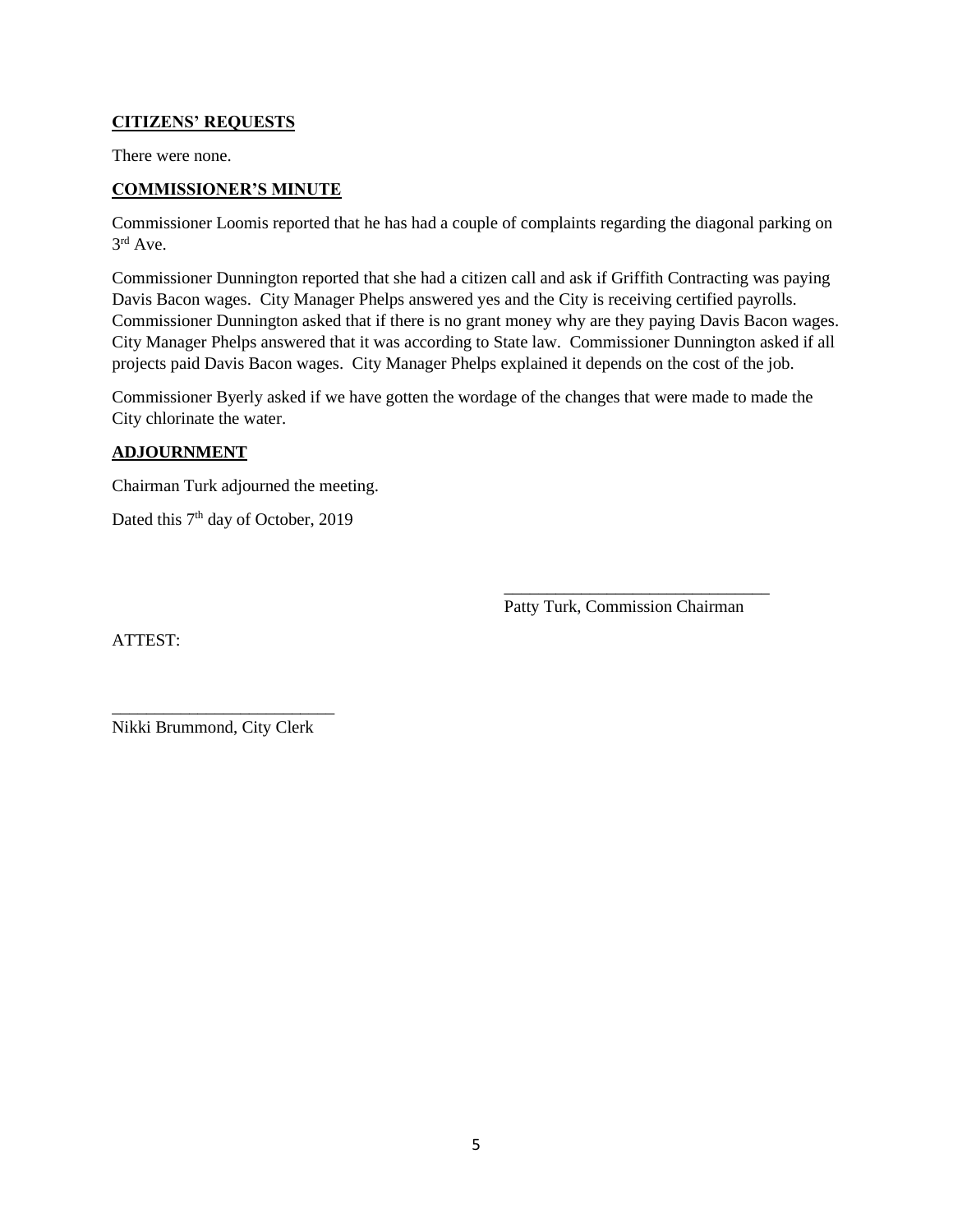**CITIZENS' REQUESTS**

There were none.

**COMMISSIONER'S MINUTE**

Commissioner Loomis reported that he has had a couple of complaints regarding the diagonal parking on 3rd Ave.

Commissioner Dunnington reported that she had a citizen call and ask if Griffith Contracting was paying Davis Bacon wages. City Manager Phelps answered yes and the City is receiving certified payrolls. Commissioner Dunnington asked that if there is no grant money why are they paying Davis Bacon wages. City Manager Phelps answered that it was according to State law. Commissioner Dunnington asked if all projects paid Davis Bacon wages. City Manager Phelps explained it depends on the cost of the job.

Commissioner Byerly asked if we have gotten the wordage of the changes that were made to made the City chlorinate the water.

**ADJOURNMENT**

Chairman Turk adjourned the meeting.

Dated this 7th day of October, 2019

_______________________________
Patty Turk, Commission Chairman

ATTEST:

__________________________
Nikki Brummond, City Clerk